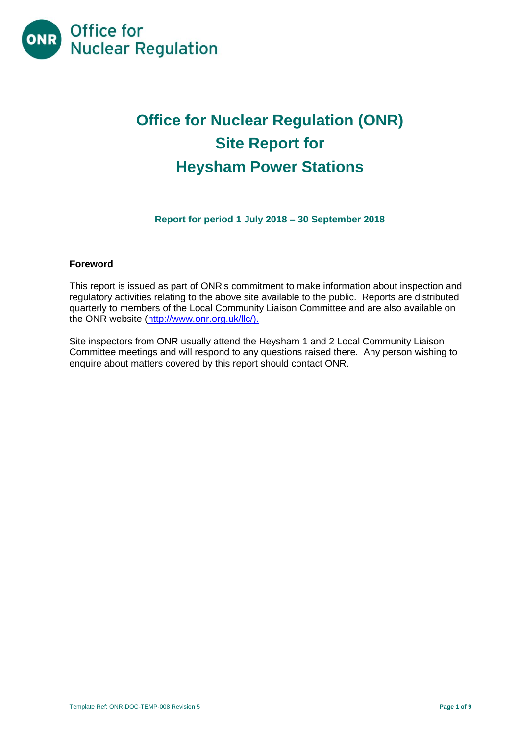Office for Nuclear Regulation

# Office for Nuclear Regulation (ONR) Site Report for Heysham Power Stations

**Report for period 1 July 2018 – 30 September 2018**

## Foreword

This report is issued as part of ONR's commitment to make information about inspection and regulatory activities relating to the above site available to the public. Reports are distributed quarterly to members of the Local Community Liaison Committee and are also available on the ONR website (http://www.onr.org.uk/llc/).

Site inspectors from ONR usually attend the Heysham 1 and 2 Local Community Liaison Committee meetings and will respond to any questions raised there. Any person wishing to enquire about matters covered by this report should contact ONR.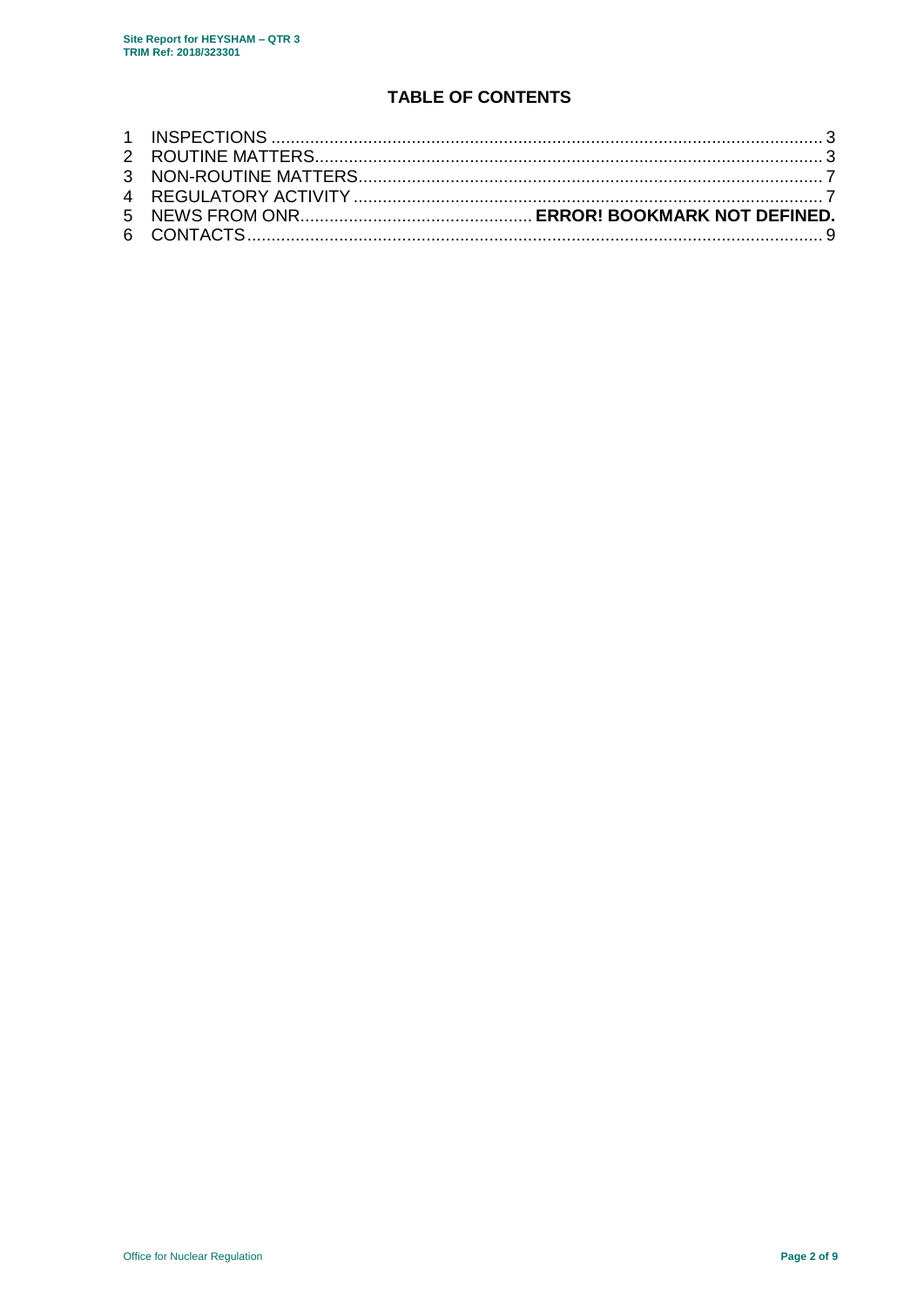# TABLE OF CONTENTS

1 INSPECTIONS ........................................................................................................... 3
2 ROUTINE MATTERS.................................................................................................. 3
3 NON-ROUTINE MATTERS.......................................................................................... 7
4 REGULATORY ACTIVITY .......................................................................................... 7
5 NEWS FROM ONR.............................................. **ERROR! BOOKMARK NOT DEFINED.**
6 CONTACTS................................................................................................................ 9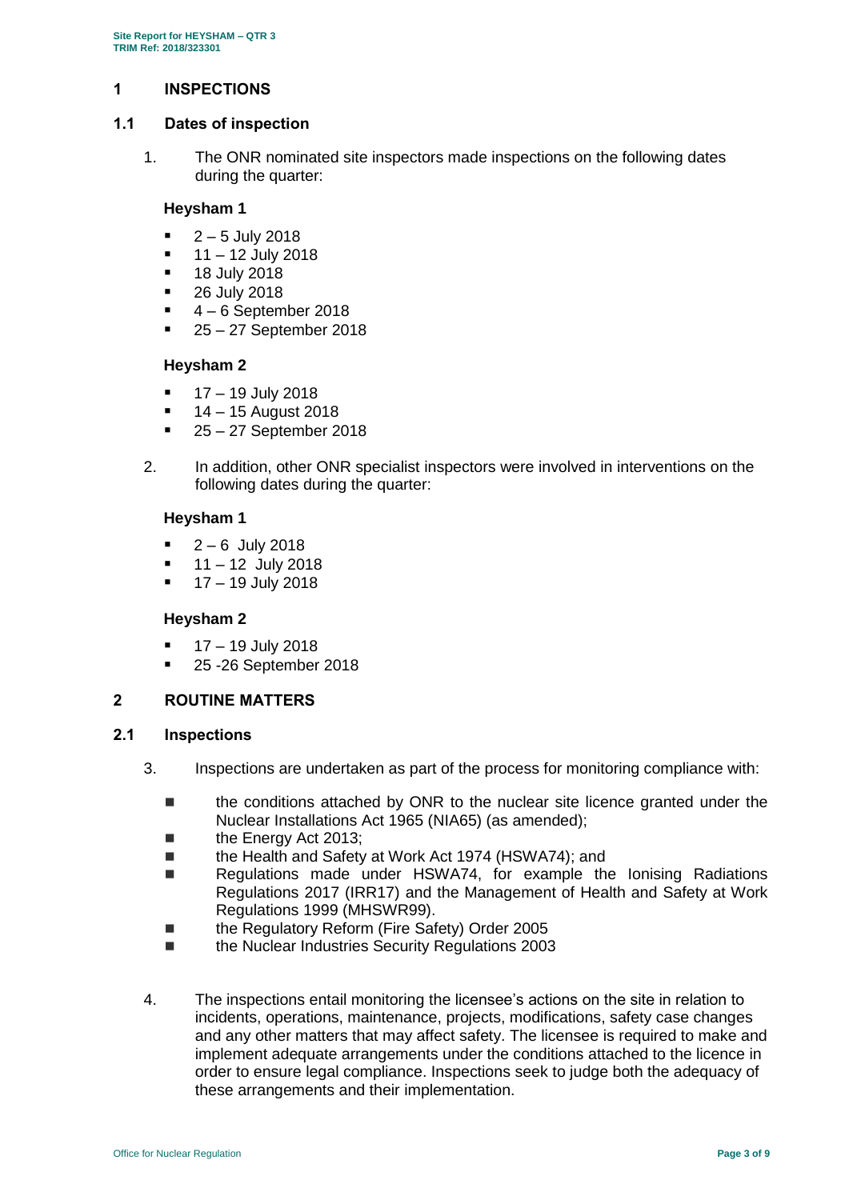## 1 INSPECTIONS

### 1.1 Dates of inspection

1. The ONR nominated site inspectors made inspections on the following dates during the quarter:

**Heysham 1**

- 2 – 5 July 2018
- 11 – 12 July 2018
- 18 July 2018
- 26 July 2018
- 4 – 6 September 2018
- 25 – 27 September 2018

**Heysham 2**

- 17 – 19 July 2018
- 14 – 15 August 2018
- 25 – 27 September 2018

2. In addition, other ONR specialist inspectors were involved in interventions on the following dates during the quarter:

**Heysham 1**

- 2 – 6 July 2018
- 11 – 12 July 2018
- 17 – 19 July 2018

**Heysham 2**

- 17 – 19 July 2018
- 25 -26 September 2018

## 2 ROUTINE MATTERS

### 2.1 Inspections

3. Inspections are undertaken as part of the process for monitoring compliance with:

- the conditions attached by ONR to the nuclear site licence granted under the Nuclear Installations Act 1965 (NIA65) (as amended);
- the Energy Act 2013;
- the Health and Safety at Work Act 1974 (HSWA74); and
- Regulations made under HSWA74, for example the Ionising Radiations Regulations 2017 (IRR17) and the Management of Health and Safety at Work Regulations 1999 (MHSWR99).
- the Regulatory Reform (Fire Safety) Order 2005
- the Nuclear Industries Security Regulations 2003

4. The inspections entail monitoring the licensee's actions on the site in relation to incidents, operations, maintenance, projects, modifications, safety case changes and any other matters that may affect safety. The licensee is required to make and implement adequate arrangements under the conditions attached to the licence in order to ensure legal compliance. Inspections seek to judge both the adequacy of these arrangements and their implementation.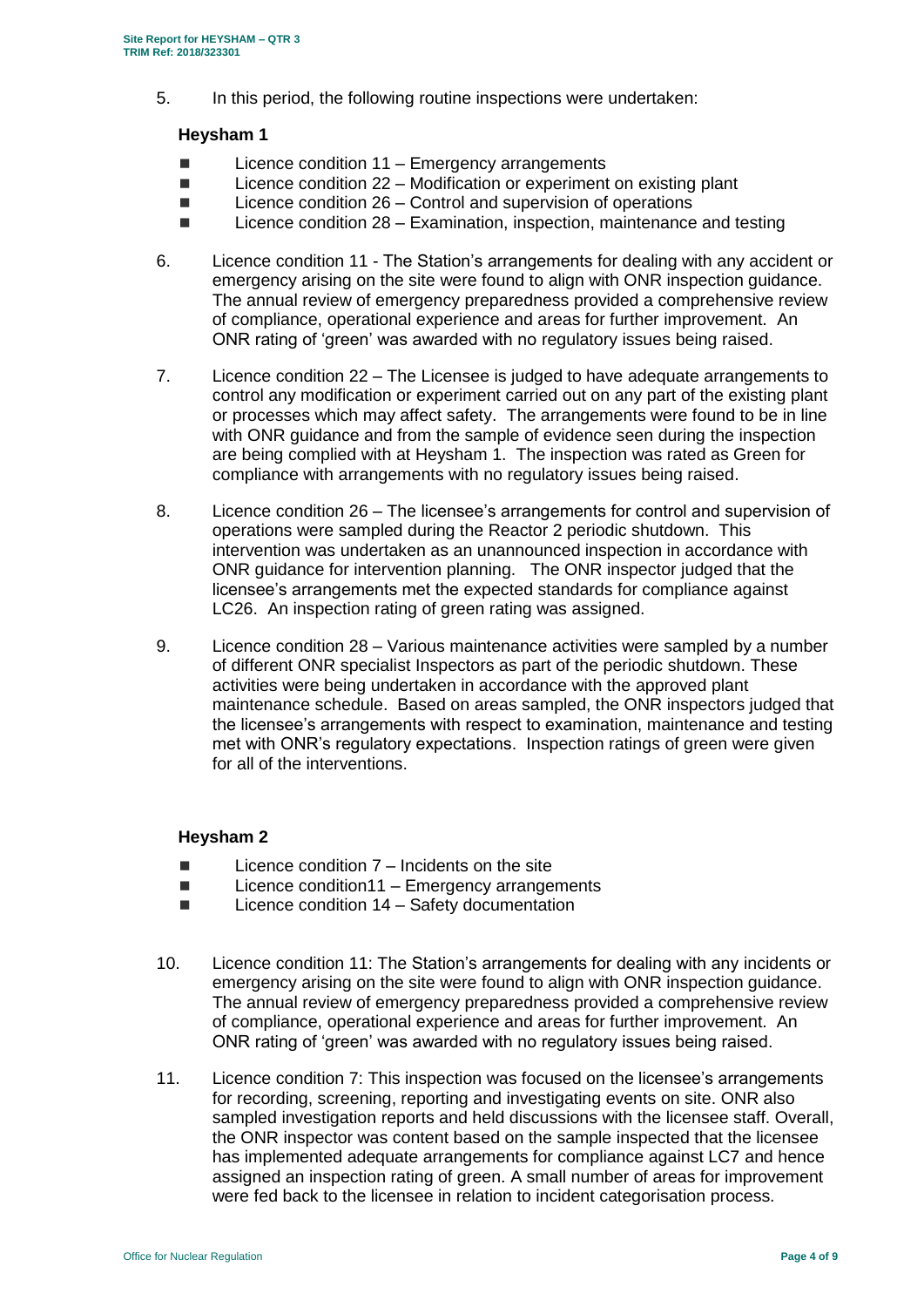5. In this period, the following routine inspections were undertaken:

**Heysham 1**

- Licence condition 11 – Emergency arrangements
- Licence condition 22 – Modification or experiment on existing plant
- Licence condition 26 – Control and supervision of operations
- Licence condition 28 – Examination, inspection, maintenance and testing

6. Licence condition 11 - The Station's arrangements for dealing with any accident or emergency arising on the site were found to align with ONR inspection guidance. The annual review of emergency preparedness provided a comprehensive review of compliance, operational experience and areas for further improvement. An ONR rating of 'green' was awarded with no regulatory issues being raised.

7. Licence condition 22 – The Licensee is judged to have adequate arrangements to control any modification or experiment carried out on any part of the existing plant or processes which may affect safety. The arrangements were found to be in line with ONR guidance and from the sample of evidence seen during the inspection are being complied with at Heysham 1. The inspection was rated as Green for compliance with arrangements with no regulatory issues being raised.

8. Licence condition 26 – The licensee's arrangements for control and supervision of operations were sampled during the Reactor 2 periodic shutdown. This intervention was undertaken as an unannounced inspection in accordance with ONR guidance for intervention planning. The ONR inspector judged that the licensee's arrangements met the expected standards for compliance against LC26. An inspection rating of green rating was assigned.

9. Licence condition 28 – Various maintenance activities were sampled by a number of different ONR specialist Inspectors as part of the periodic shutdown. These activities were being undertaken in accordance with the approved plant maintenance schedule. Based on areas sampled, the ONR inspectors judged that the licensee's arrangements with respect to examination, maintenance and testing met with ONR's regulatory expectations. Inspection ratings of green were given for all of the interventions.

**Heysham 2**

- Licence condition 7 – Incidents on the site
- Licence condition11 – Emergency arrangements
- Licence condition 14 – Safety documentation

10. Licence condition 11: The Station's arrangements for dealing with any incidents or emergency arising on the site were found to align with ONR inspection guidance. The annual review of emergency preparedness provided a comprehensive review of compliance, operational experience and areas for further improvement. An ONR rating of 'green' was awarded with no regulatory issues being raised.

11. Licence condition 7: This inspection was focused on the licensee's arrangements for recording, screening, reporting and investigating events on site. ONR also sampled investigation reports and held discussions with the licensee staff. Overall, the ONR inspector was content based on the sample inspected that the licensee has implemented adequate arrangements for compliance against LC7 and hence assigned an inspection rating of green. A small number of areas for improvement were fed back to the licensee in relation to incident categorisation process.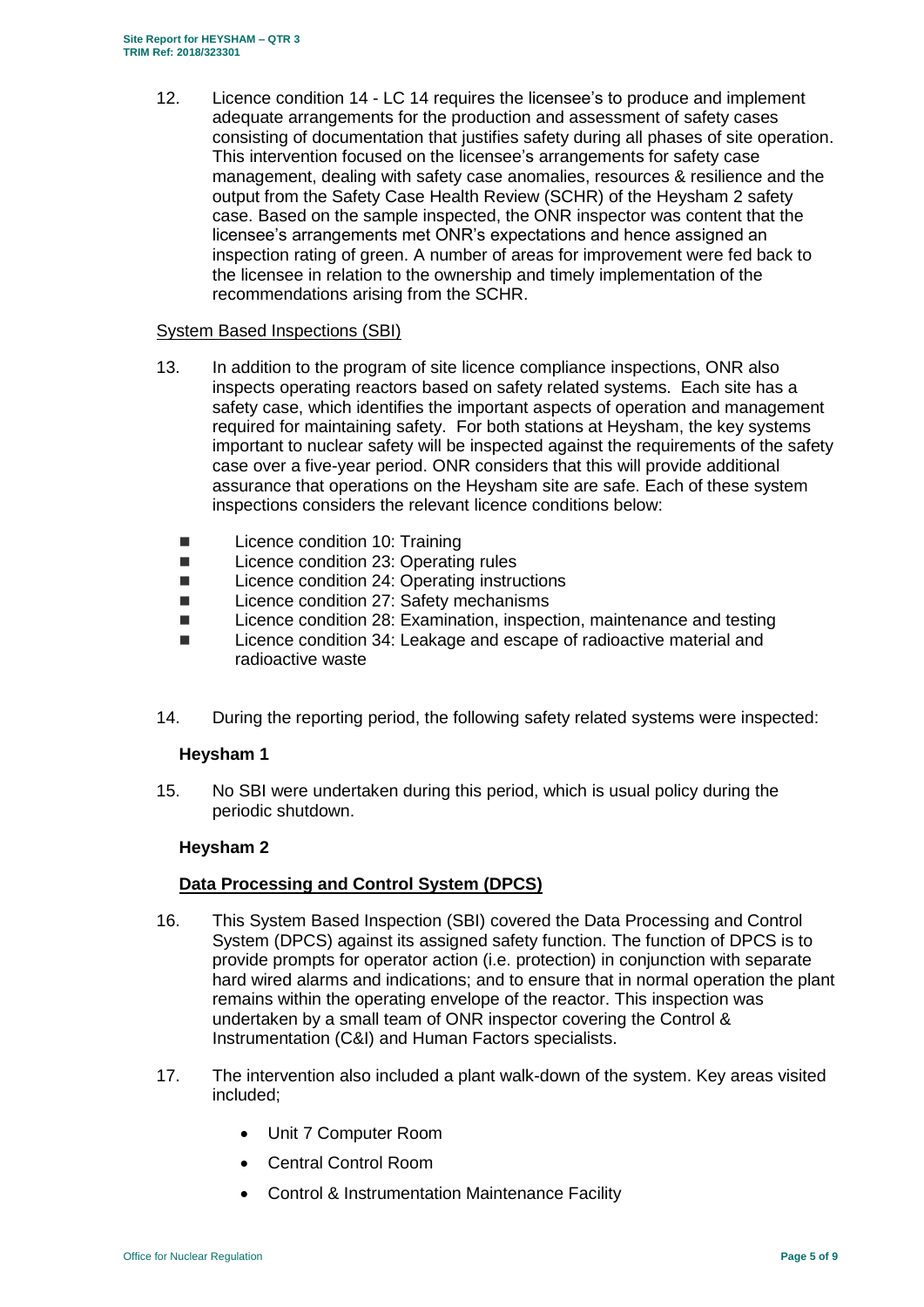12. Licence condition 14 - LC 14 requires the licensee's to produce and implement adequate arrangements for the production and assessment of safety cases consisting of documentation that justifies safety during all phases of site operation. This intervention focused on the licensee's arrangements for safety case management, dealing with safety case anomalies, resources & resilience and the output from the Safety Case Health Review (SCHR) of the Heysham 2 safety case. Based on the sample inspected, the ONR inspector was content that the licensee's arrangements met ONR's expectations and hence assigned an inspection rating of green. A number of areas for improvement were fed back to the licensee in relation to the ownership and timely implementation of the recommendations arising from the SCHR.

<u>System Based Inspections (SBI)</u>

13. In addition to the program of site licence compliance inspections, ONR also inspects operating reactors based on safety related systems. Each site has a safety case, which identifies the important aspects of operation and management required for maintaining safety. For both stations at Heysham, the key systems important to nuclear safety will be inspected against the requirements of the safety case over a five-year period. ONR considers that this will provide additional assurance that operations on the Heysham site are safe. Each of these system inspections considers the relevant licence conditions below:

   - Licence condition 10: Training
   - Licence condition 23: Operating rules
   - Licence condition 24: Operating instructions
   - Licence condition 27: Safety mechanisms
   - Licence condition 28: Examination, inspection, maintenance and testing
   - Licence condition 34: Leakage and escape of radioactive material and radioactive waste

14. During the reporting period, the following safety related systems were inspected:

**Heysham 1**

15. No SBI were undertaken during this period, which is usual policy during the periodic shutdown.

**Heysham 2**

**<u>Data Processing and Control System (DPCS)</u>**

16. This System Based Inspection (SBI) covered the Data Processing and Control System (DPCS) against its assigned safety function. The function of DPCS is to provide prompts for operator action (i.e. protection) in conjunction with separate hard wired alarms and indications; and to ensure that in normal operation the plant remains within the operating envelope of the reactor. This inspection was undertaken by a small team of ONR inspector covering the Control & Instrumentation (C&I) and Human Factors specialists.

17. The intervention also included a plant walk-down of the system. Key areas visited included;

   - Unit 7 Computer Room
   - Central Control Room
   - Control & Instrumentation Maintenance Facility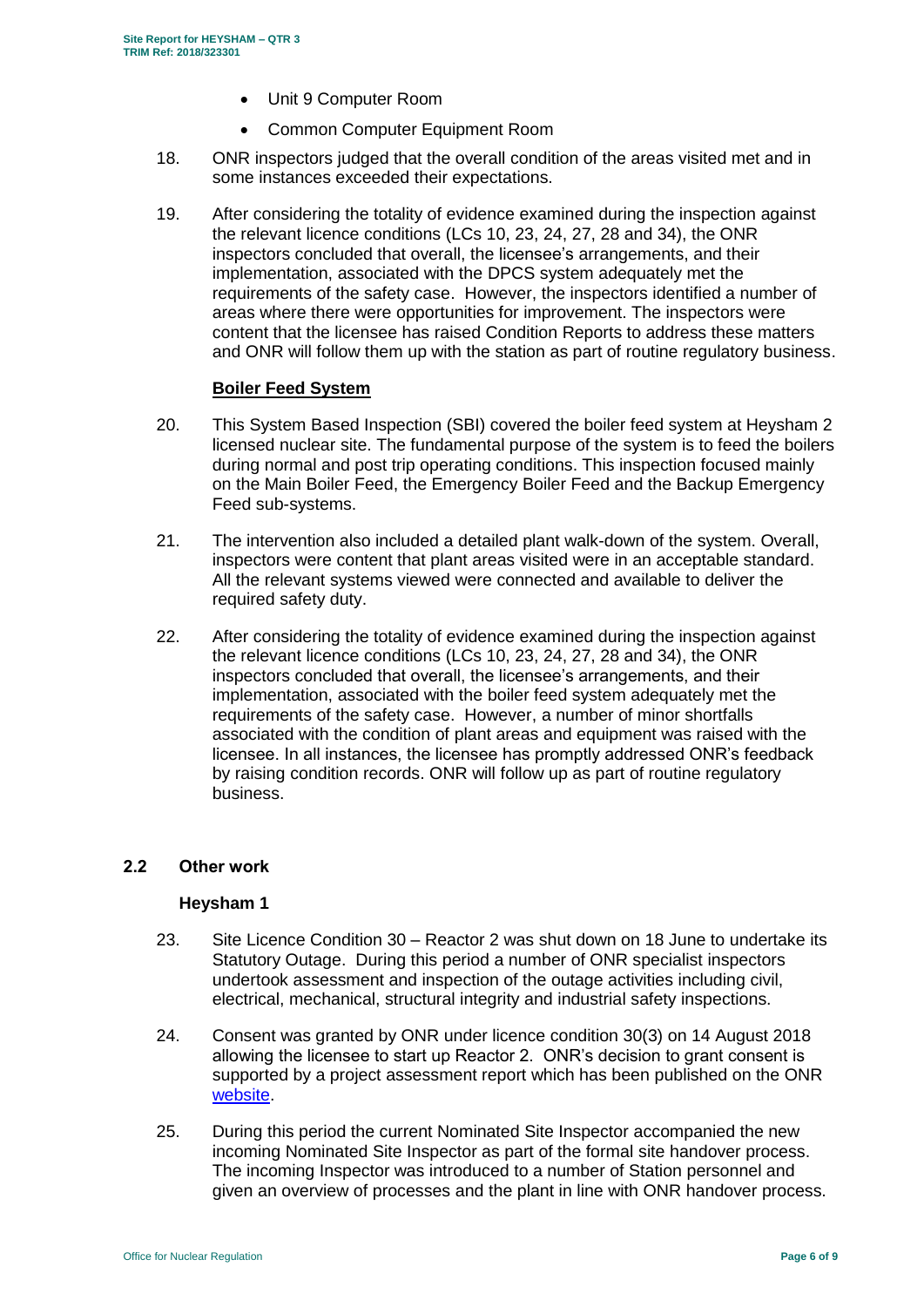- Unit 9 Computer Room
- Common Computer Equipment Room

18. ONR inspectors judged that the overall condition of the areas visited met and in some instances exceeded their expectations.

19. After considering the totality of evidence examined during the inspection against the relevant licence conditions (LCs 10, 23, 24, 27, 28 and 34), the ONR inspectors concluded that overall, the licensee's arrangements, and their implementation, associated with the DPCS system adequately met the requirements of the safety case. However, the inspectors identified a number of areas where there were opportunities for improvement. The inspectors were content that the licensee has raised Condition Reports to address these matters and ONR will follow them up with the station as part of routine regulatory business.

**Boiler Feed System**

20. This System Based Inspection (SBI) covered the boiler feed system at Heysham 2 licensed nuclear site. The fundamental purpose of the system is to feed the boilers during normal and post trip operating conditions. This inspection focused mainly on the Main Boiler Feed, the Emergency Boiler Feed and the Backup Emergency Feed sub-systems.

21. The intervention also included a detailed plant walk-down of the system. Overall, inspectors were content that plant areas visited were in an acceptable standard. All the relevant systems viewed were connected and available to deliver the required safety duty.

22. After considering the totality of evidence examined during the inspection against the relevant licence conditions (LCs 10, 23, 24, 27, 28 and 34), the ONR inspectors concluded that overall, the licensee's arrangements, and their implementation, associated with the boiler feed system adequately met the requirements of the safety case. However, a number of minor shortfalls associated with the condition of plant areas and equipment was raised with the licensee. In all instances, the licensee has promptly addressed ONR's feedback by raising condition records. ONR will follow up as part of routine regulatory business.

## 2.2 Other work

### Heysham 1

23. Site Licence Condition 30 – Reactor 2 was shut down on 18 June to undertake its Statutory Outage. During this period a number of ONR specialist inspectors undertook assessment and inspection of the outage activities including civil, electrical, mechanical, structural integrity and industrial safety inspections.

24. Consent was granted by ONR under licence condition 30(3) on 14 August 2018 allowing the licensee to start up Reactor 2. ONR's decision to grant consent is supported by a project assessment report which has been published on the ONR website.

25. During this period the current Nominated Site Inspector accompanied the new incoming Nominated Site Inspector as part of the formal site handover process. The incoming Inspector was introduced to a number of Station personnel and given an overview of processes and the plant in line with ONR handover process.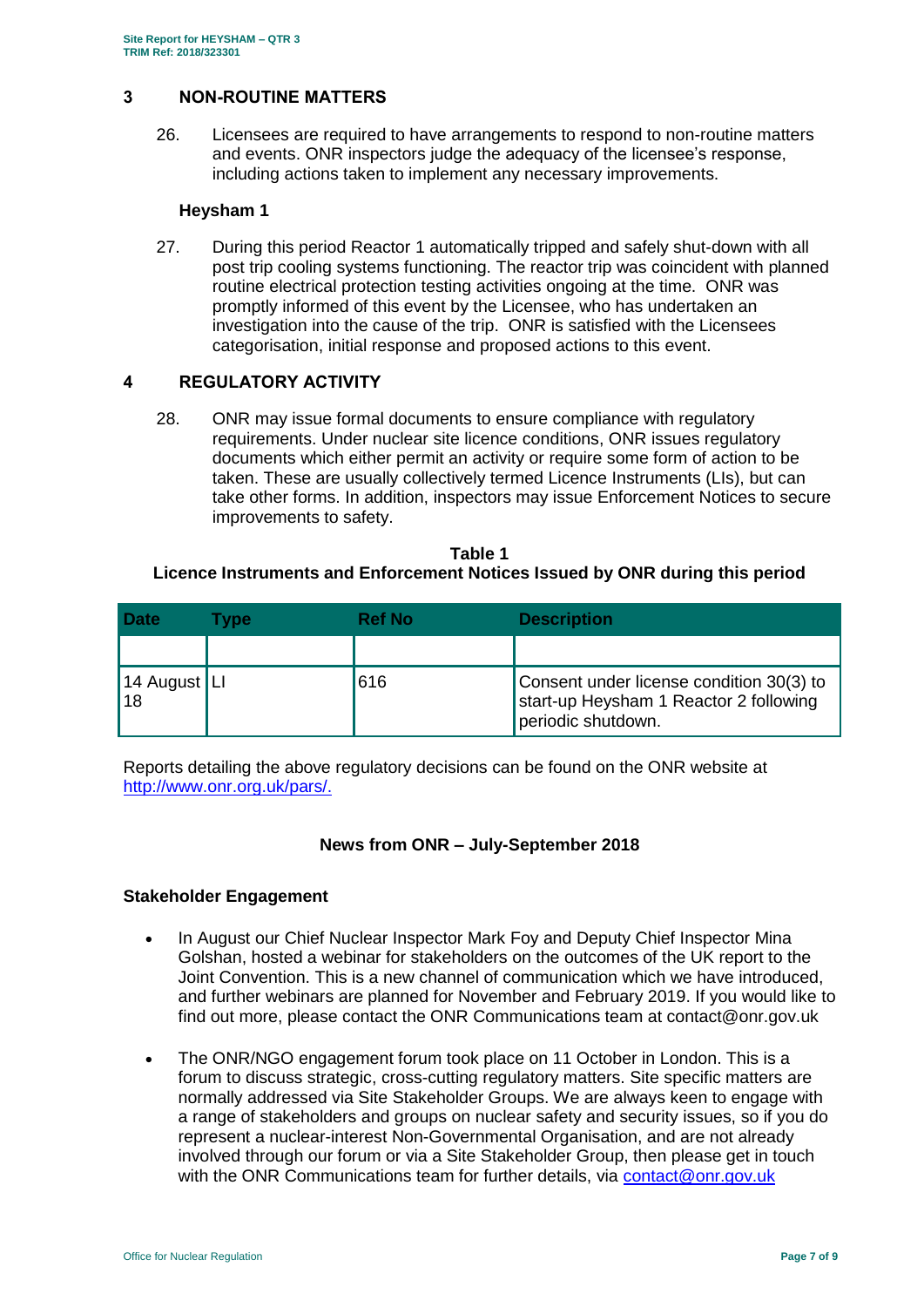## 3 NON-ROUTINE MATTERS

26. Licensees are required to have arrangements to respond to non-routine matters and events. ONR inspectors judge the adequacy of the licensee's response, including actions taken to implement any necessary improvements.

**Heysham 1**

27. During this period Reactor 1 automatically tripped and safely shut-down with all post trip cooling systems functioning. The reactor trip was coincident with planned routine electrical protection testing activities ongoing at the time. ONR was promptly informed of this event by the Licensee, who has undertaken an investigation into the cause of the trip. ONR is satisfied with the Licensees categorisation, initial response and proposed actions to this event.

## 4 REGULATORY ACTIVITY

28. ONR may issue formal documents to ensure compliance with regulatory requirements. Under nuclear site licence conditions, ONR issues regulatory documents which either permit an activity or require some form of action to be taken. These are usually collectively termed Licence Instruments (LIs), but can take other forms. In addition, inspectors may issue Enforcement Notices to secure improvements to safety.

**Table 1**
**Licence Instruments and Enforcement Notices Issued by ONR during this period**

| Date | Type | Ref No | Description |
|---|---|---|---|
| | | | |
| 14 August 18 | LI | 616 | Consent under license condition 30(3) to start-up Heysham 1 Reactor 2 following periodic shutdown. |

Reports detailing the above regulatory decisions can be found on the ONR website at http://www.onr.org.uk/pars/.

### News from ONR – July-September 2018

**Stakeholder Engagement**

- In August our Chief Nuclear Inspector Mark Foy and Deputy Chief Inspector Mina Golshan, hosted a webinar for stakeholders on the outcomes of the UK report to the Joint Convention. This is a new channel of communication which we have introduced, and further webinars are planned for November and February 2019. If you would like to find out more, please contact the ONR Communications team at contact@onr.gov.uk

- The ONR/NGO engagement forum took place on 11 October in London. This is a forum to discuss strategic, cross-cutting regulatory matters. Site specific matters are normally addressed via Site Stakeholder Groups. We are always keen to engage with a range of stakeholders and groups on nuclear safety and security issues, so if you do represent a nuclear-interest Non-Governmental Organisation, and are not already involved through our forum or via a Site Stakeholder Group, then please get in touch with the ONR Communications team for further details, via contact@onr.gov.uk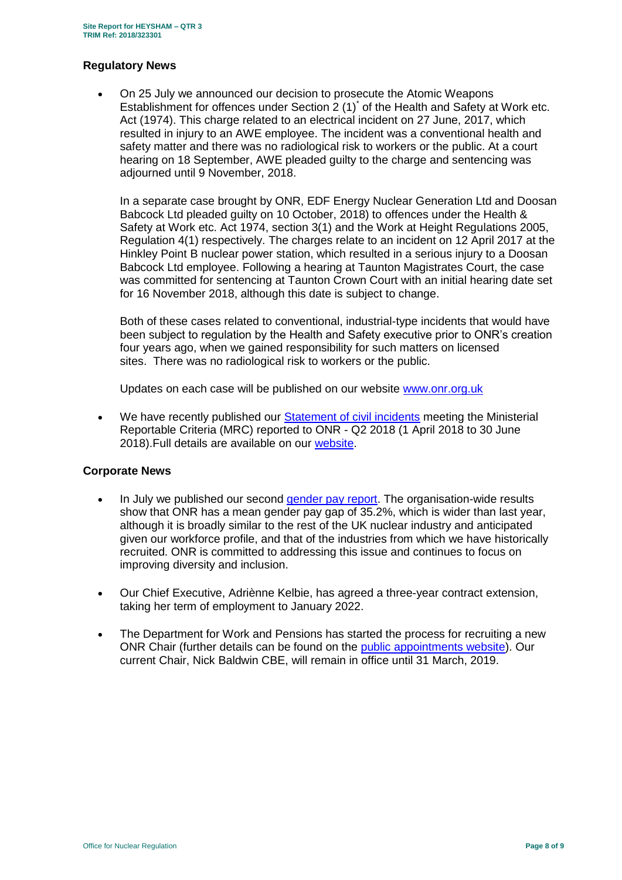## Regulatory News

- On 25 July we announced our decision to prosecute the Atomic Weapons Establishment for offences under Section 2 (1)* of the Health and Safety at Work etc. Act (1974). This charge related to an electrical incident on 27 June, 2017, which resulted in injury to an AWE employee. The incident was a conventional health and safety matter and there was no radiological risk to workers or the public. At a court hearing on 18 September, AWE pleaded guilty to the charge and sentencing was adjourned until 9 November, 2018.

  In a separate case brought by ONR, EDF Energy Nuclear Generation Ltd and Doosan Babcock Ltd pleaded guilty on 10 October, 2018) to offences under the Health & Safety at Work etc. Act 1974, section 3(1) and the Work at Height Regulations 2005, Regulation 4(1) respectively. The charges relate to an incident on 12 April 2017 at the Hinkley Point B nuclear power station, which resulted in a serious injury to a Doosan Babcock Ltd employee. Following a hearing at Taunton Magistrates Court, the case was committed for sentencing at Taunton Crown Court with an initial hearing date set for 16 November 2018, although this date is subject to change.

  Both of these cases related to conventional, industrial-type incidents that would have been subject to regulation by the Health and Safety executive prior to ONR's creation four years ago, when we gained responsibility for such matters on licensed sites. There was no radiological risk to workers or the public.

  Updates on each case will be published on our website [www.onr.org.uk](http://www.onr.org.uk)

- We have recently published our [Statement of civil incidents]() meeting the Ministerial Reportable Criteria (MRC) reported to ONR - Q2 2018 (1 April 2018 to 30 June 2018).Full details are available on our [website]().

## Corporate News

- In July we published our second [gender pay report](). The organisation-wide results show that ONR has a mean gender pay gap of 35.2%, which is wider than last year, although it is broadly similar to the rest of the UK nuclear industry and anticipated given our workforce profile, and that of the industries from which we have historically recruited. ONR is committed to addressing this issue and continues to focus on improving diversity and inclusion.

- Our Chief Executive, Adriènne Kelbie, has agreed a three-year contract extension, taking her term of employment to January 2022.

- The Department for Work and Pensions has started the process for recruiting a new ONR Chair (further details can be found on the [public appointments website]()). Our current Chair, Nick Baldwin CBE, will remain in office until 31 March, 2019.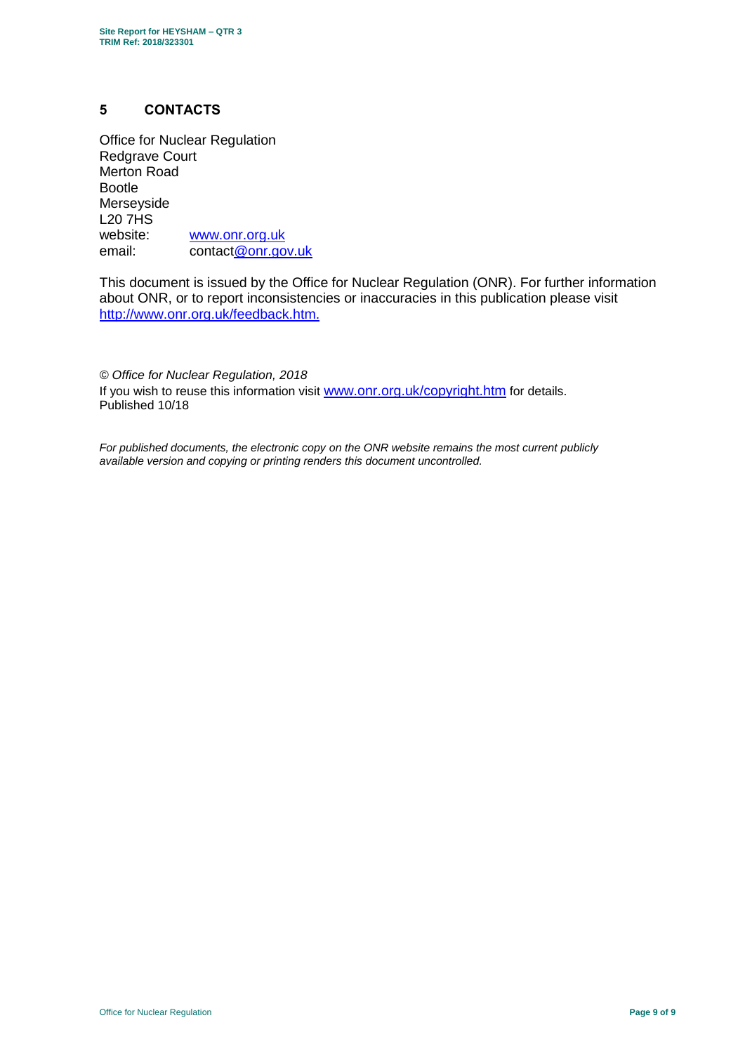## 5 CONTACTS

Office for Nuclear Regulation
Redgrave Court
Merton Road
Bootle
Merseyside
L20 7HS
website: www.onr.org.uk
email: contact@onr.gov.uk

This document is issued by the Office for Nuclear Regulation (ONR). For further information about ONR, or to report inconsistencies or inaccuracies in this publication please visit http://www.onr.org.uk/feedback.htm.

*© Office for Nuclear Regulation, 2018*
If you wish to reuse this information visit www.onr.org.uk/copyright.htm for details.
Published 10/18

*For published documents, the electronic copy on the ONR website remains the most current publicly available version and copying or printing renders this document uncontrolled.*